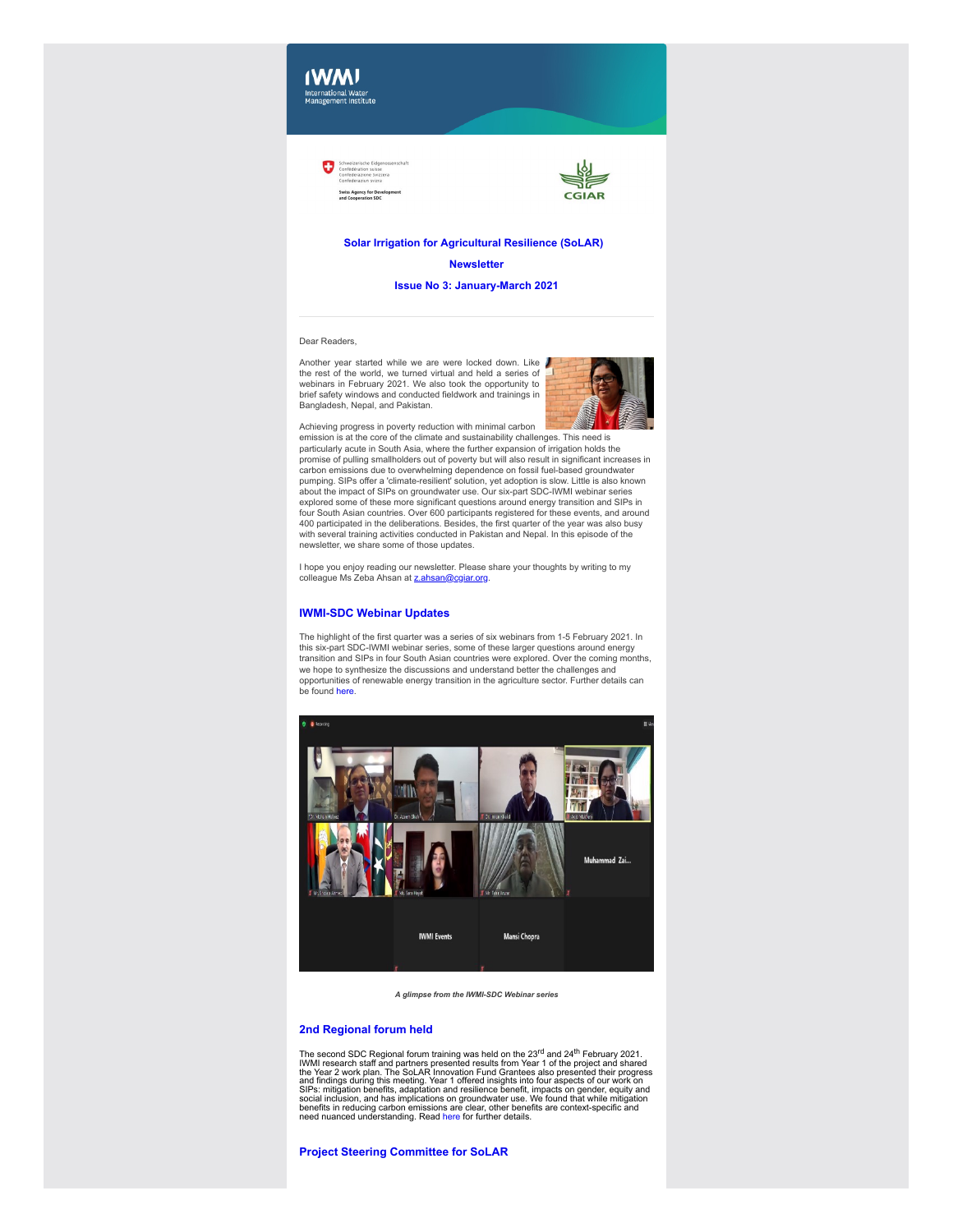**Solar Irrigation for Agricultural Resilience (SoLAR)**

**Newsletter**

**Issue No 3: January-March 2021**

---

Dear Readers,

Another year started while we are were locked down. Like the rest of the world, we turned virtual and held a series of webinars in February 2021. We also took the opportunity to brief safety windows and conducted fieldwork and trainings in Bangladesh, Nepal, and Pakistan.

Achieving progress in poverty reduction with minimal carbon emission is at the core of the climate and sustainability challenges. This need is particularly acute in South Asia, where the further expansion of irrigation holds the promise of pulling smallholders out of poverty but will also result in significant increases in carbon emissions due to overwhelming dependence on fossil fuel-based groundwater pumping. SIPs offer a 'climate-resilient' solution, yet adoption is slow. Little is also known about the impact of SIPs on groundwater use. Our six-part SDC-IWMI webinar series explored some of these more significant questions around energy transition and SIPs in four South Asian countries. Over 600 participants registered for these events, and around 400 participated in the deliberations. Besides, the first quarter of the year was also busy with several training activities conducted in Pakistan and Nepal. In this episode of the newsletter, we share some of those updates.

I hope you enjoy reading our newsletter. Please share your thoughts by writing to my colleague Ms Zeba Ahsan at z.ahsan@cgiar.org.

## IWMI-SDC Webinar Updates

The highlight of the first quarter was a series of six webinars from 1-5 February 2021. In this six-part SDC-IWMI webinar series, some of these larger questions around energy transition and SIPs in four South Asian countries were explored. Over the coming months, we hope to synthesize the discussions and understand better the challenges and opportunities of renewable energy transition in the agriculture sector. Further details can be found here.

*A glimpse from the IWMI-SDC Webinar series*

## 2nd Regional forum held

The second SDC Regional forum training was held on the 23rd and 24th February 2021. IWMI research staff and partners presented results from Year 1 of the project and shared the Year 2 work plan. The SoLAR Innovation Fund Grantees also presented their progress and findings during this meeting. Year 1 offered insights into four aspects of our work on SIPs: mitigation benefits, adaptation and resilience benefit, impacts on gender, equity and social inclusion, and has implications on groundwater use. We found that while mitigation benefits in reducing carbon emissions are clear, other benefits are context-specific and need nuanced understanding. Read here for further details.

## Project Steering Committee for SoLAR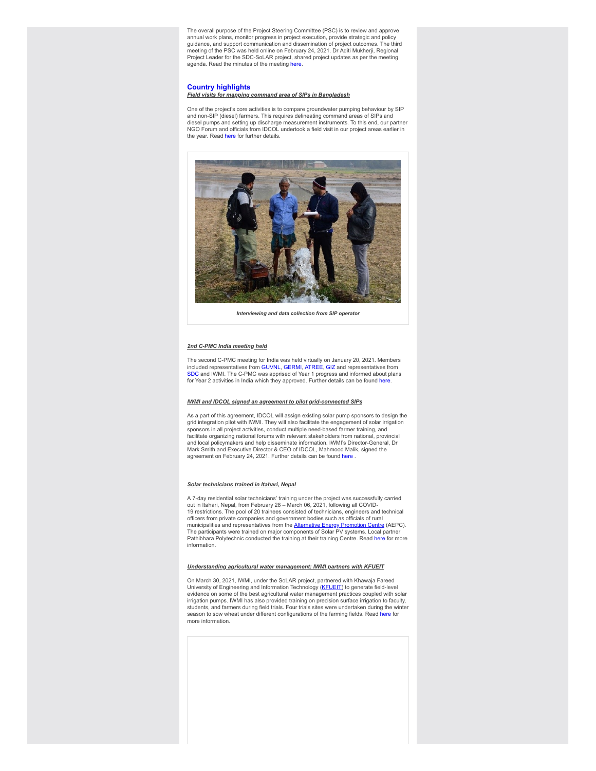The overall purpose of the Project Steering Committee (PSC) is to review and approve annual work plans, monitor progress in project execution, provide strategic and policy guidance, and support communication and dissemination of project outcomes. The third meeting of the PSC was held online on February 24, 2021. Dr Aditi Mukherji, Regional Project Leader for the SDC-SoLAR project, shared project updates as per the meeting agenda. Read the minutes of the meeting here.

## Country highlights

***Field visits for mapping command area of SIPs in Bangladesh***

One of the project's core activities is to compare groundwater pumping behaviour by SIP and non-SIP (diesel) farmers. This requires delineating command areas of SIPs and diesel pumps and setting up discharge measurement instruments. To this end, our partner NGO Forum and officials from IDCOL undertook a field visit in our project areas earlier in the year. Read here for further details.

***Interviewing and data collection from SIP operator***

***2nd C-PMC India meeting held***

The second C-PMC meeting for India was held virtually on January 20, 2021. Members included representatives from GUVNL, GERMI, ATREE, GIZ and representatives from SDC and IWMI. The C-PMC was apprised of Year 1 progress and informed about plans for Year 2 activities in India which they approved. Further details can be found here.

***IWMI and IDCOL signed an agreement to pilot grid-connected SIPs***

As a part of this agreement, IDCOL will assign existing solar pump sponsors to design the grid integration pilot with IWMI. They will also facilitate the engagement of solar irrigation sponsors in all project activities, conduct multiple need-based farmer training, and facilitate organizing national forums with relevant stakeholders from national, provincial and local policymakers and help disseminate information. IWMI's Director-General, Dr Mark Smith and Executive Director & CEO of IDCOL, Mahmood Malik, signed the agreement on February 24, 2021. Further details can be found here .

***Solar technicians trained in Itahari, Nepal***

A 7-day residential solar technicians' training under the project was successfully carried out in Itahari, Nepal, from February 28 – March 06, 2021, following all COVID-19 restrictions. The pool of 20 trainees consisted of technicians, engineers and technical officers from private companies and government bodies such as officials of rural municipalities and representatives from the Alternative Energy Promotion Centre (AEPC). The participants were trained on major components of Solar PV systems. Local partner Pathibhara Polytechnic conducted the training at their training Centre. Read here for more information.

***Understanding agricultural water management: IWMI partners with KFUEIT***

On March 30, 2021, IWMI, under the SoLAR project, partnered with Khawaja Fareed University of Engineering and Information Technology (KFUEIT) to generate field-level evidence on some of the best agricultural water management practices coupled with solar irrigation pumps. IWMI has also provided training on precision surface irrigation to faculty, students, and farmers during field trials. Four trials sites were undertaken during the winter season to sow wheat under different configurations of the farming fields. Read here for more information.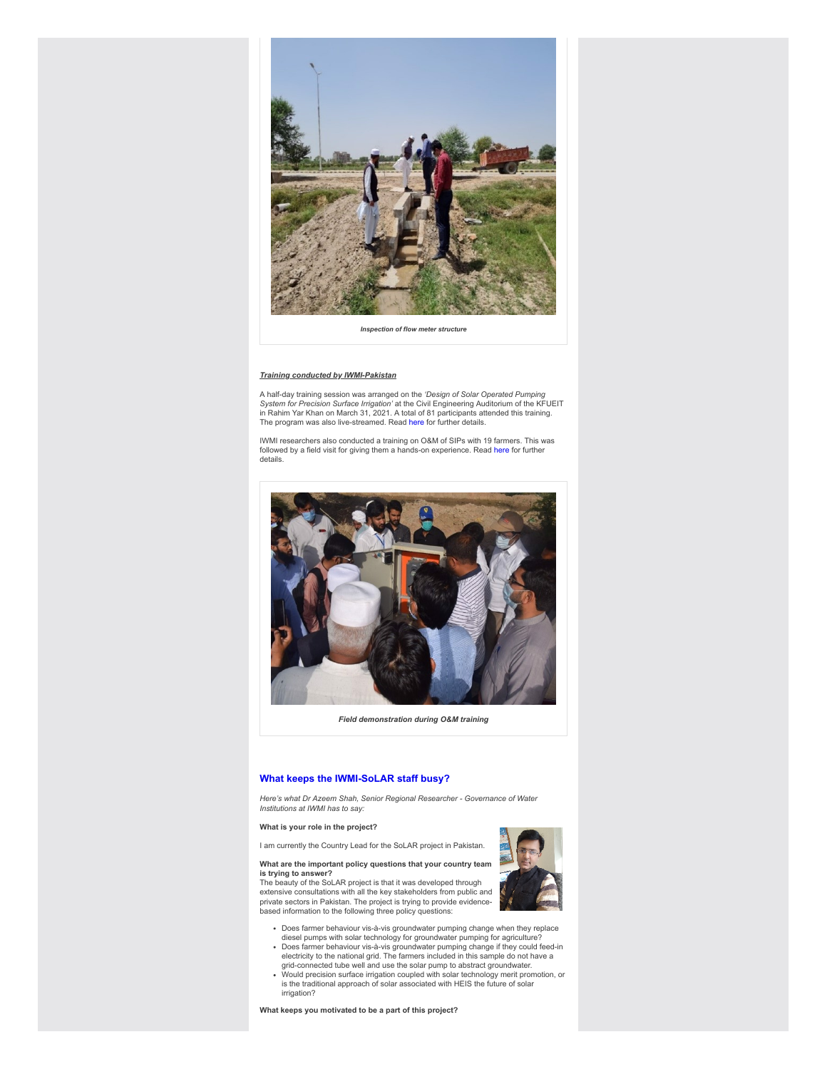*Inspection of flow meter structure*

***Training conducted by IWMI-Pakistan***

A half-day training session was arranged on the *'Design of Solar Operated Pumping System for Precision Surface Irrigation'* at the Civil Engineering Auditorium of the KFUEIT in Rahim Yar Khan on March 31, 2021. A total of 81 participants attended this training. The program was also live-streamed. Read here for further details.

IWMI researchers also conducted a training on O&M of SIPs with 19 farmers. This was followed by a field visit for giving them a hands-on experience. Read here for further details.

***Field demonstration during O&M training***

## What keeps the IWMI-SoLAR staff busy?

*Here's what Dr Azeem Shah, Senior Regional Researcher - Governance of Water Institutions at IWMI has to say:*

**What is your role in the project?**

I am currently the Country Lead for the SoLAR project in Pakistan.

**What are the important policy questions that your country team is trying to answer?**

The beauty of the SoLAR project is that it was developed through extensive consultations with all the key stakeholders from public and private sectors in Pakistan. The project is trying to provide evidence-based information to the following three policy questions:

- Does farmer behaviour vis-à-vis groundwater pumping change when they replace diesel pumps with solar technology for groundwater pumping for agriculture?
- Does farmer behaviour vis-à-vis groundwater pumping change if they could feed-in electricity to the national grid. The farmers included in this sample do not have a grid-connected tube well and use the solar pump to abstract groundwater.
- Would precision surface irrigation coupled with solar technology merit promotion, or is the traditional approach of solar associated with HEIS the future of solar irrigation?

**What keeps you motivated to be a part of this project?**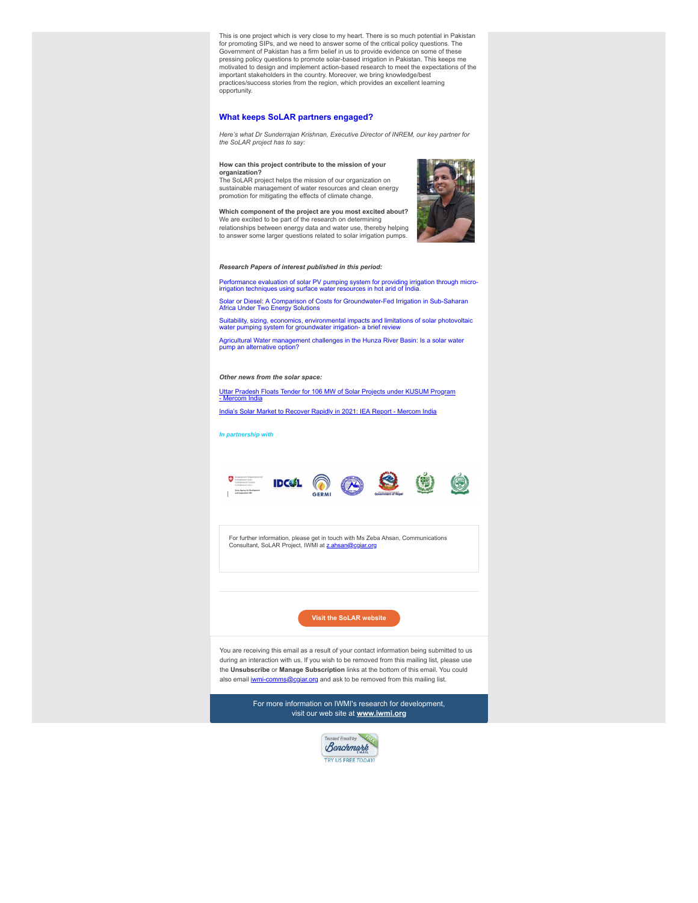This is one project which is very close to my heart. There is so much potential in Pakistan for promoting SIPs, and we need to answer some of the critical policy questions. The Government of Pakistan has a firm belief in us to provide evidence on some of these pressing policy questions to promote solar-based irrigation in Pakistan. This keeps me motivated to design and implement action-based research to meet the expectations of the important stakeholders in the country. Moreover, we bring knowledge/best practices/success stories from the region, which provides an excellent learning opportunity.

## What keeps SoLAR partners engaged?

*Here's what Dr Sunderrajan Krishnan, Executive Director of INREM, our key partner for the SoLAR project has to say:*

**How can this project contribute to the mission of your organization?**
The SoLAR project helps the mission of our organization on sustainable management of water resources and clean energy promotion for mitigating the effects of climate change.

**Which component of the project are you most excited about?**
We are excited to be part of the research on determining relationships between energy data and water use, thereby helping to answer some larger questions related to solar irrigation pumps.

***Research Papers of interest published in this period:***

Performance evaluation of solar PV pumping system for providing irrigation through micro-irrigation techniques using surface water resources in hot arid of India.

Solar or Diesel: A Comparison of Costs for Groundwater-Fed Irrigation in Sub-Saharan Africa Under Two Energy Solutions

Suitability, sizing, economics, environmental impacts and limitations of solar photovoltaic water pumping system for groundwater irrigation- a brief review

Agricultural Water management challenges in the Hunza River Basin: Is a solar water pump an alternative option?

***Other news from the solar space:***

Uttar Pradesh Floats Tender for 106 MW of Solar Projects under KUSUM Program - Mercom India

India's Solar Market to Recover Rapidly in 2021: IEA Report - Mercom India

***In partnership with***

For further information, please get in touch with Ms Zeba Ahsan, Communications Consultant, SoLAR Project, IWMI at z.ahsan@cgiar.org

Visit the SoLAR website

You are receiving this email as a result of your contact information being submitted to us during an interaction with us. If you wish to be removed from this mailing list, please use the **Unsubscribe** or **Manage Subscription** links at the bottom of this email. You could also email iwmi-comms@cgiar.org and ask to be removed from this mailing list.

For more information on IWMI's research for development, visit our web site at **www.iwmi.org**